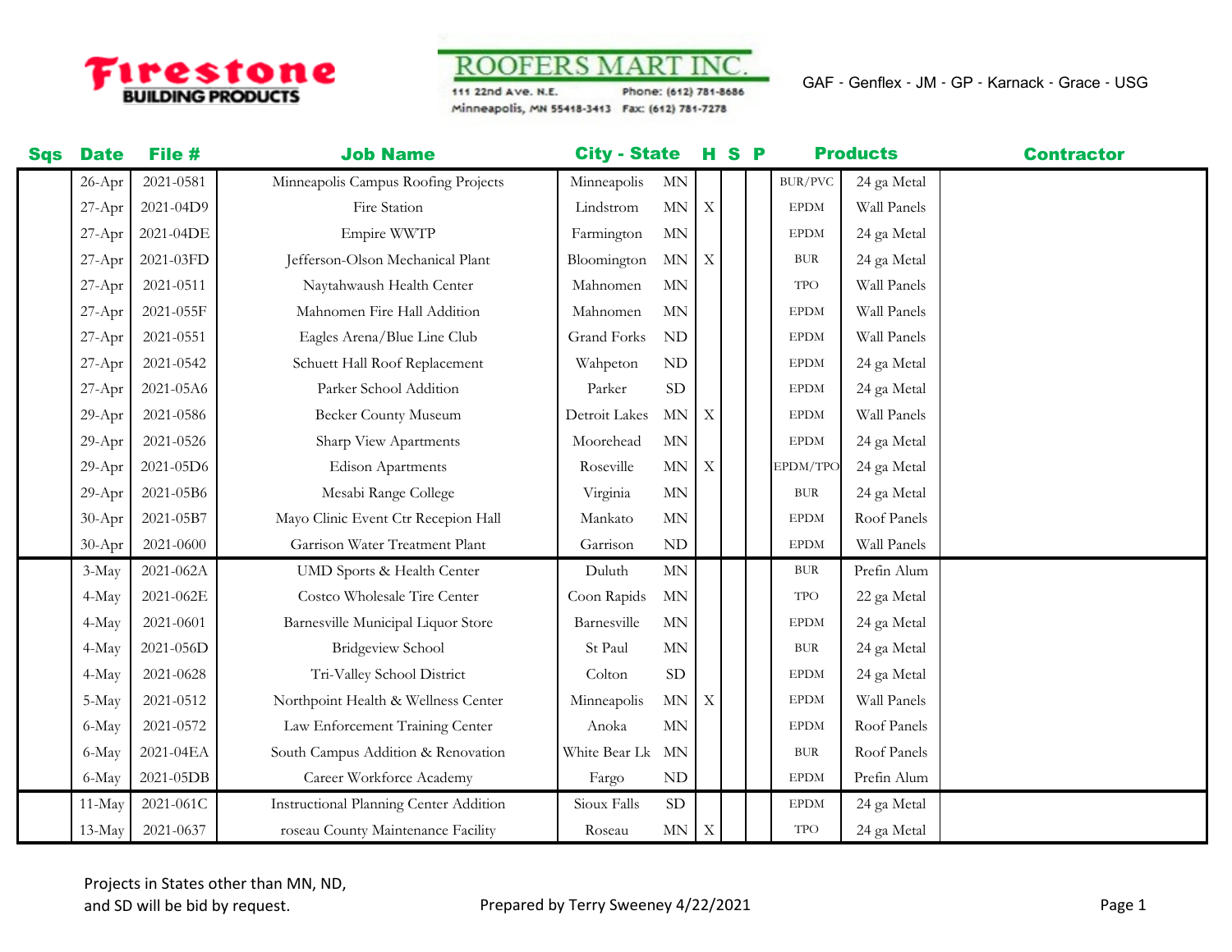**Firestone BUILDING PRODUCTS**

**ROOFERS MART INC.**
111 22nd Ave. N.E.
Minneapolis, MN 55418-3413
Phone: (612) 781-8686
Fax: (612) 781-7278

GAF - Genflex - JM - GP - Karnack - Grace - USG

| Sqs | Date | File # | Job Name | City | State | H | S | P | Products | | Contractor |
|---|---|---|---|---|---|---|---|---|---|---|---|
| | 26-Apr | 2021-0581 | Minneapolis Campus Roofing Projects | Minneapolis | MN | | | | BUR/PVC | 24 ga Metal | |
| | 27-Apr | 2021-04D9 | Fire Station | Lindstrom | MN | X | | | EPDM | Wall Panels | |
| | 27-Apr | 2021-04DE | Empire WWTP | Farmington | MN | | | | EPDM | 24 ga Metal | |
| | 27-Apr | 2021-03FD | Jefferson-Olson Mechanical Plant | Bloomington | MN | X | | | BUR | 24 ga Metal | |
| | 27-Apr | 2021-0511 | Naytahwaush Health Center | Mahnomen | MN | | | | TPO | Wall Panels | |
| | 27-Apr | 2021-055F | Mahnomen Fire Hall Addition | Mahnomen | MN | | | | EPDM | Wall Panels | |
| | 27-Apr | 2021-0551 | Eagles Arena/Blue Line Club | Grand Forks | ND | | | | EPDM | Wall Panels | |
| | 27-Apr | 2021-0542 | Schuett Hall Roof Replacement | Wahpeton | ND | | | | EPDM | 24 ga Metal | |
| | 27-Apr | 2021-05A6 | Parker School Addition | Parker | SD | | | | EPDM | 24 ga Metal | |
| | 29-Apr | 2021-0586 | Becker County Museum | Detroit Lakes | MN | X | | | EPDM | Wall Panels | |
| | 29-Apr | 2021-0526 | Sharp View Apartments | Moorehead | MN | | | | EPDM | 24 ga Metal | |
| | 29-Apr | 2021-05D6 | Edison Apartments | Roseville | MN | X | | | EPDM/TPO | 24 ga Metal | |
| | 29-Apr | 2021-05B6 | Mesabi Range College | Virginia | MN | | | | BUR | 24 ga Metal | |
| | 30-Apr | 2021-05B7 | Mayo Clinic Event Ctr Recepion Hall | Mankato | MN | | | | EPDM | Roof Panels | |
| | 30-Apr | 2021-0600 | Garrison Water Treatment Plant | Garrison | ND | | | | EPDM | Wall Panels | |
| | 3-May | 2021-062A | UMD Sports & Health Center | Duluth | MN | | | | BUR | Prefin Alum | |
| | 4-May | 2021-062E | Costco Wholesale Tire Center | Coon Rapids | MN | | | | TPO | 22 ga Metal | |
| | 4-May | 2021-0601 | Barnesville Municipal Liquor Store | Barnesville | MN | | | | EPDM | 24 ga Metal | |
| | 4-May | 2021-056D | Bridgeview School | St Paul | MN | | | | BUR | 24 ga Metal | |
| | 4-May | 2021-0628 | Tri-Valley School District | Colton | SD | | | | EPDM | 24 ga Metal | |
| | 5-May | 2021-0512 | Northpoint Health & Wellness Center | Minneapolis | MN | X | | | EPDM | Wall Panels | |
| | 6-May | 2021-0572 | Law Enforcement Training Center | Anoka | MN | | | | EPDM | Roof Panels | |
| | 6-May | 2021-04EA | South Campus Addition & Renovation | White Bear Lk | MN | | | | BUR | Roof Panels | |
| | 6-May | 2021-05DB | Career Workforce Academy | Fargo | ND | | | | EPDM | Prefin Alum | |
| | 11-May | 2021-061C | Instructional Planning Center Addition | Sioux Falls | SD | | | | EPDM | 24 ga Metal | |
| | 13-May | 2021-0637 | roseau County Maintenance Facility | Roseau | MN | X | | | TPO | 24 ga Metal | |

Projects in States other than MN, ND, and SD will be bid by request.

Prepared by Terry Sweeney 4/22/2021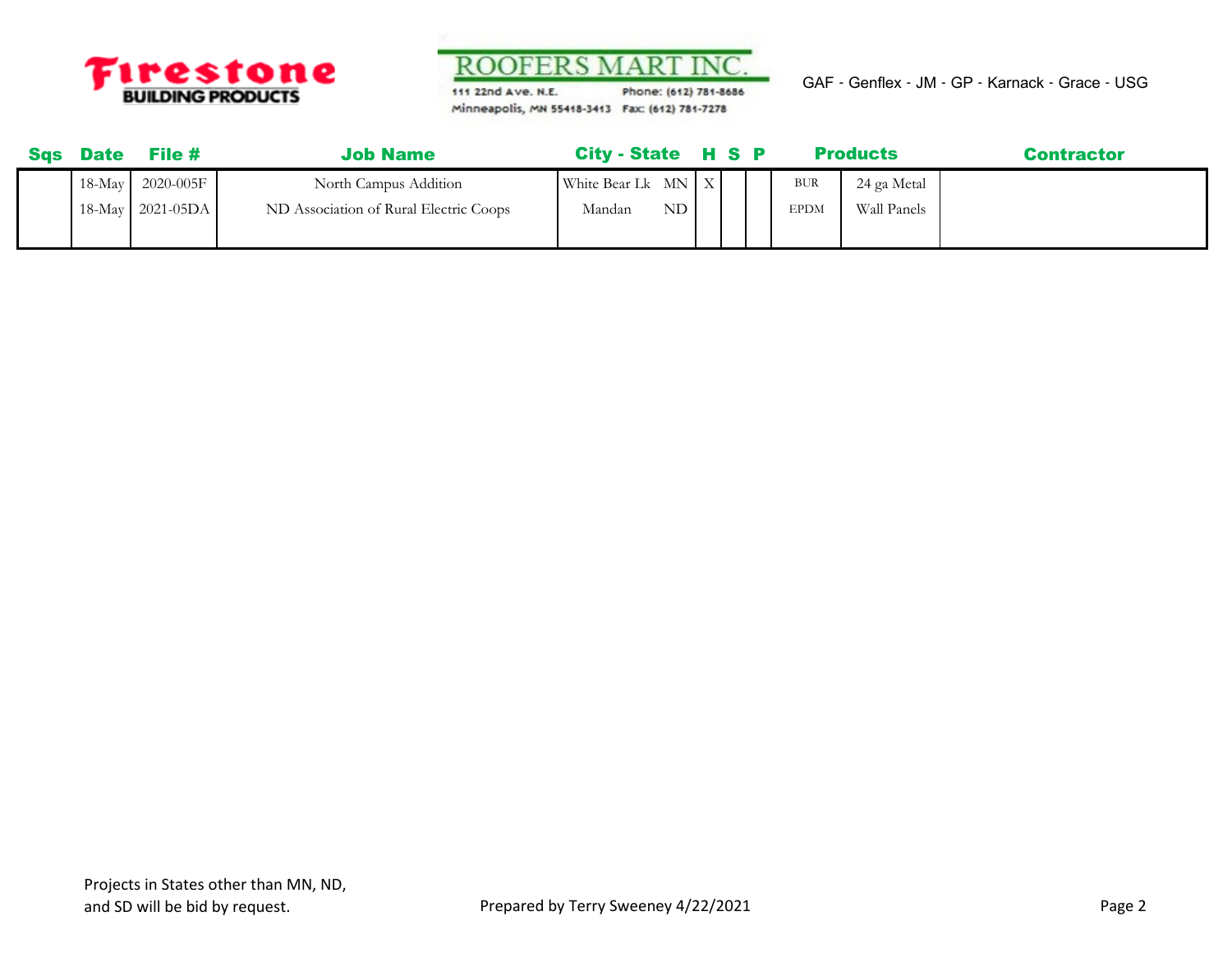Firestone BUILDING PRODUCTS

ROOFERS MART INC.
111 22nd Ave. N.E. Phone: (612) 781-8686
Minneapolis, MN 55418-3413 Fax: (612) 781-7278

GAF - Genflex - JM - GP - Karnack - Grace - USG

| Sqs | Date | File # | Job Name | City - State | | H | S | P | Products | | Contractor |
|---|---|---|---|---|---|---|---|---|---|---|---|
| | 18-May | 2020-005F | North Campus Addition | White Bear Lk | MN | X | | | BUR | 24 ga Metal | |
| | 18-May | 2021-05DA | ND Association of Rural Electric Coops | Mandan | ND | | | | EPDM | Wall Panels | |

Projects in States other than MN, ND, and SD will be bid by request.

Prepared by Terry Sweeney 4/22/2021